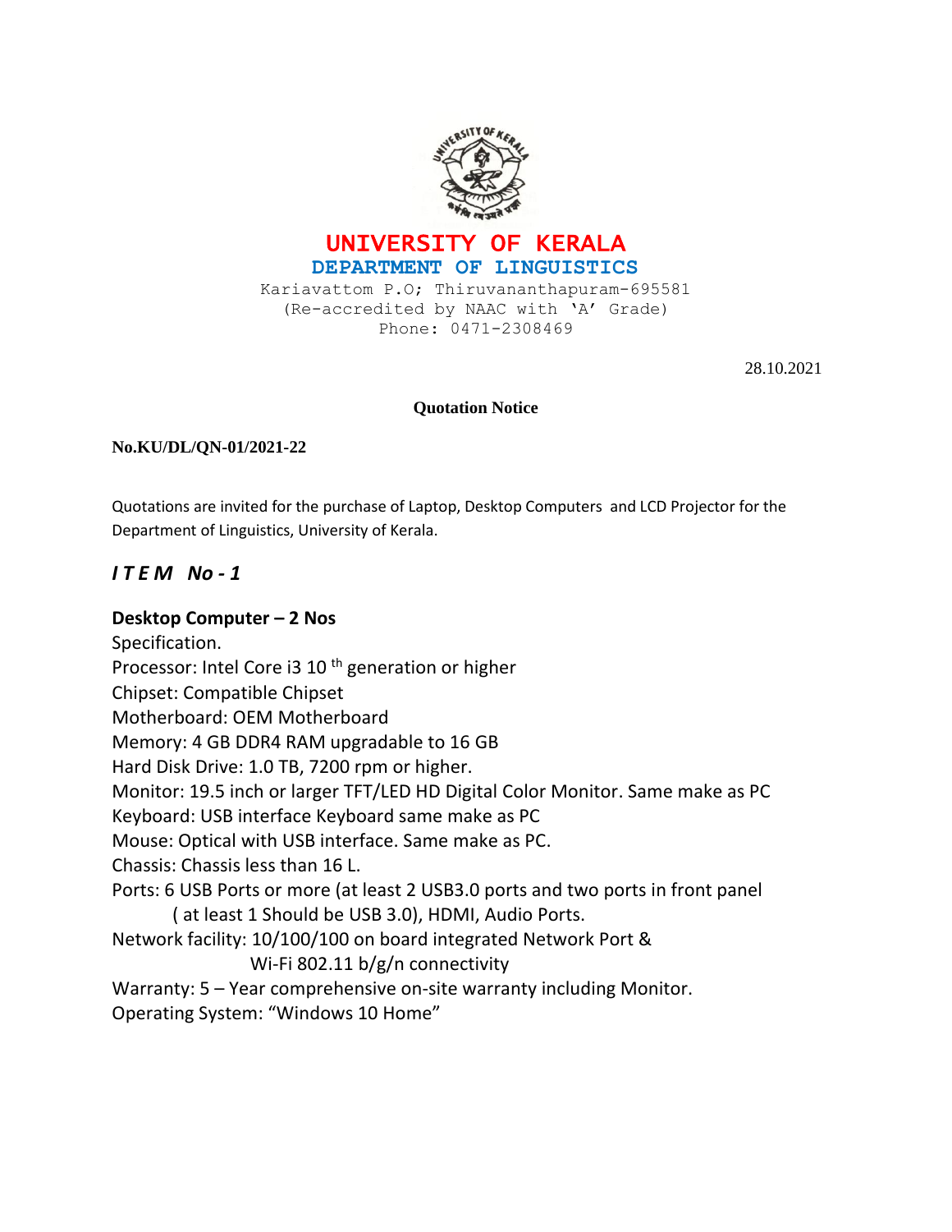# UNIVERSITY OF KERALA
## DEPARTMENT OF LINGUISTICS

Kariavattom P.O; Thiruvananthapuram-695581
(Re-accredited by NAAC with 'A' Grade)
Phone: 0471-2308469

28.10.2021

**Quotation Notice**

**No.KU/DL/QN-01/2021-22**

Quotations are invited for the purchase of Laptop, Desktop Computers and LCD Projector for the Department of Linguistics, University of Kerala.

## *I T E M No - 1*

**Desktop Computer – 2 Nos**

Specification.

Processor: Intel Core i3 10 th generation or higher

Chipset: Compatible Chipset

Motherboard: OEM Motherboard

Memory: 4 GB DDR4 RAM upgradable to 16 GB

Hard Disk Drive: 1.0 TB, 7200 rpm or higher.

Monitor: 19.5 inch or larger TFT/LED HD Digital Color Monitor. Same make as PC

Keyboard: USB interface Keyboard same make as PC

Mouse: Optical with USB interface. Same make as PC.

Chassis: Chassis less than 16 L.

Ports: 6 USB Ports or more (at least 2 USB3.0 ports and two ports in front panel ( at least 1 Should be USB 3.0), HDMI, Audio Ports.

Network facility: 10/100/100 on board integrated Network Port & Wi-Fi 802.11 b/g/n connectivity

Warranty: 5 – Year comprehensive on-site warranty including Monitor.

Operating System: "Windows 10 Home"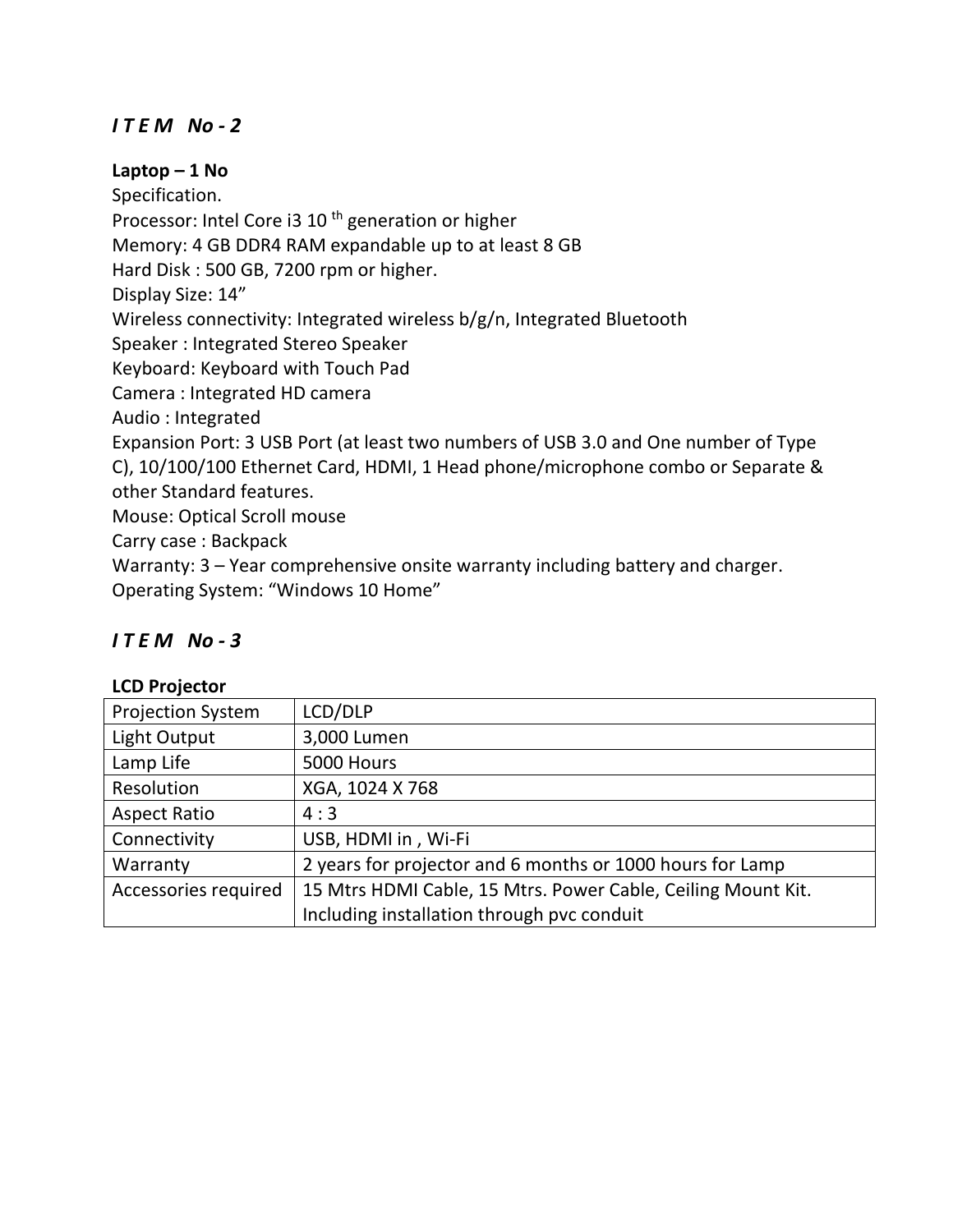### *I T E M   No - 2*

**Laptop – 1 No**
Specification.
Processor: Intel Core i3 10 th generation or higher
Memory: 4 GB DDR4 RAM expandable up to at least 8 GB
Hard Disk : 500 GB, 7200 rpm or higher.
Display Size: 14”
Wireless connectivity: Integrated wireless b/g/n, Integrated Bluetooth
Speaker : Integrated Stereo Speaker
Keyboard: Keyboard with Touch Pad
Camera : Integrated HD camera
Audio : Integrated
Expansion Port: 3 USB Port (at least two numbers of USB 3.0 and One number of Type C), 10/100/100 Ethernet Card, HDMI, 1 Head phone/microphone combo or Separate & other Standard features.
Mouse: Optical Scroll mouse
Carry case : Backpack
Warranty: 3 – Year comprehensive onsite warranty including battery and charger.
Operating System: “Windows 10 Home”

### *I T E M   No - 3*

**LCD Projector**

| Projection System | LCD/DLP |
|---|---|
| Light Output | 3,000 Lumen |
| Lamp Life | 5000 Hours |
| Resolution | XGA, 1024 X 768 |
| Aspect Ratio | 4 : 3 |
| Connectivity | USB, HDMI in , Wi-Fi |
| Warranty | 2 years for projector and 6 months or 1000 hours for Lamp |
| Accessories required | 15 Mtrs HDMI Cable, 15 Mtrs. Power Cable, Ceiling Mount Kit. Including installation through pvc conduit |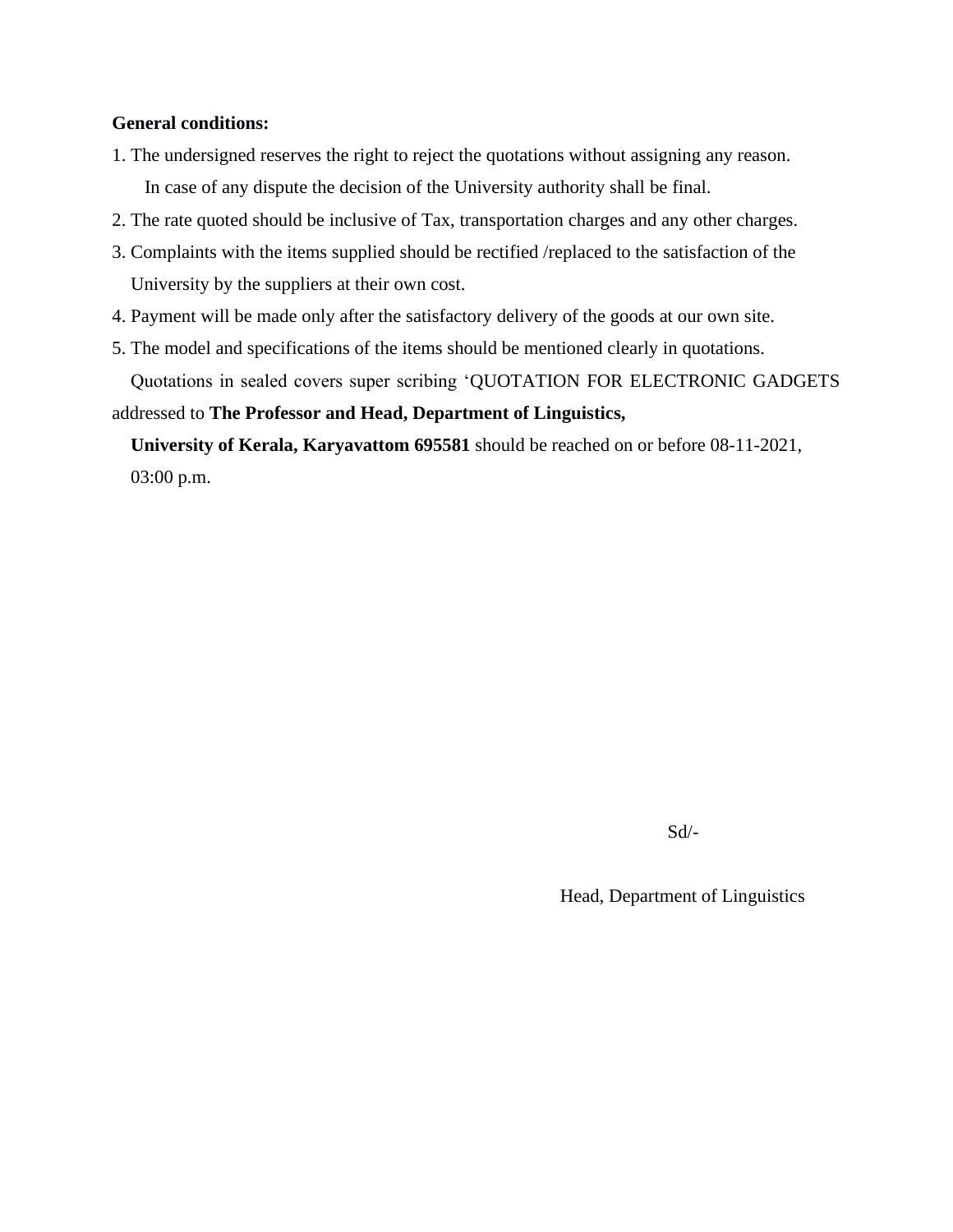**General conditions:**

1. The undersigned reserves the right to reject the quotations without assigning any reason. In case of any dispute the decision of the University authority shall be final.
2. The rate quoted should be inclusive of Tax, transportation charges and any other charges.
3. Complaints with the items supplied should be rectified /replaced to the satisfaction of the University by the suppliers at their own cost.
4. Payment will be made only after the satisfactory delivery of the goods at our own site.
5. The model and specifications of the items should be mentioned clearly in quotations.

Quotations in sealed covers super scribing 'QUOTATION FOR ELECTRONIC GADGETS addressed to **The Professor and Head, Department of Linguistics, University of Kerala, Karyavattom 695581** should be reached on or before 08-11-2021, 03:00 p.m.

Sd/-

Head, Department of Linguistics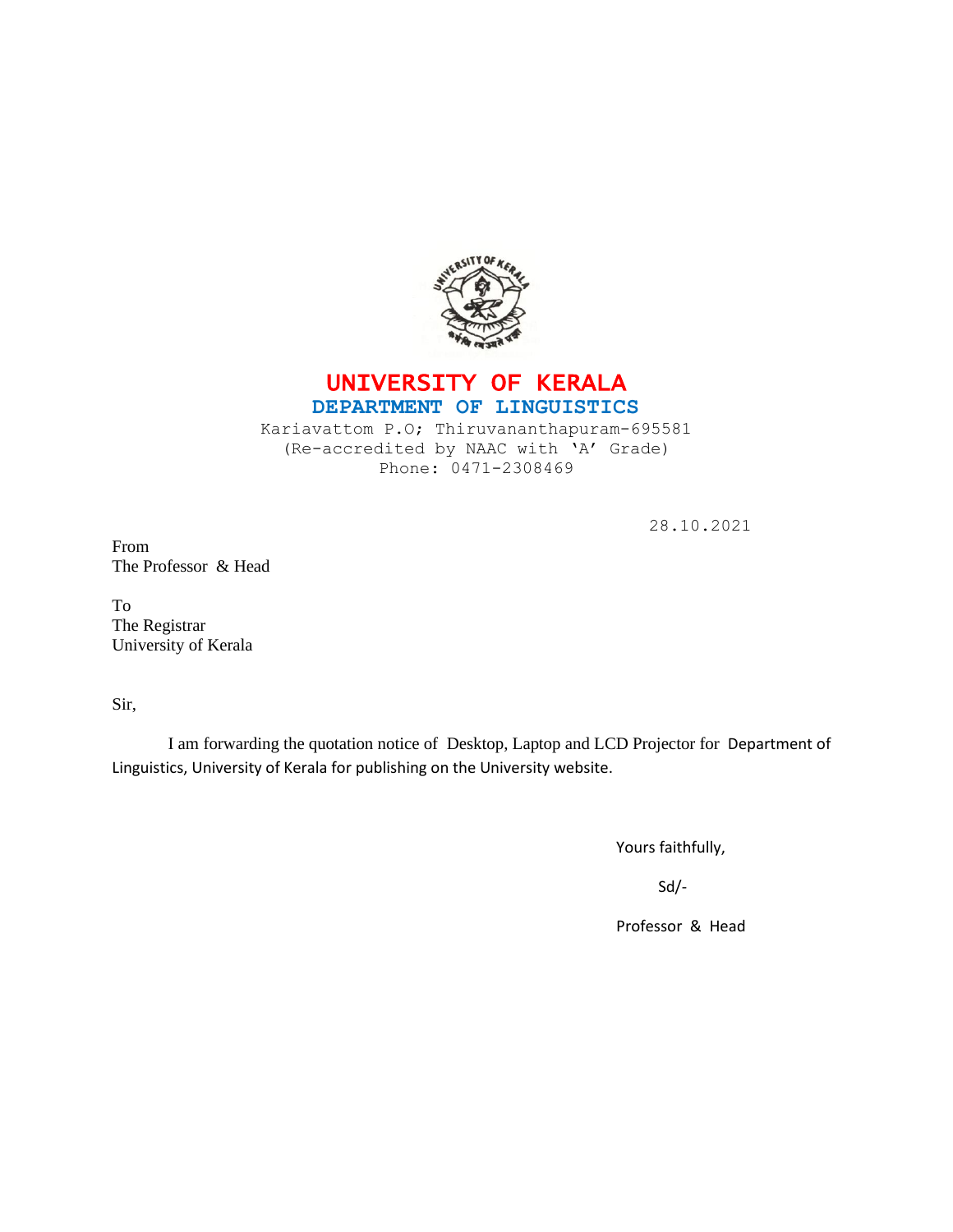# UNIVERSITY OF KERALA

## DEPARTMENT OF LINGUISTICS

Kariavattom P.O; Thiruvananthapuram-695581
(Re-accredited by NAAC with 'A' Grade)
Phone: 0471-2308469

28.10.2021

From
The Professor & Head

To
The Registrar
University of Kerala

Sir,

I am forwarding the quotation notice of Desktop, Laptop and LCD Projector for Department of Linguistics, University of Kerala for publishing on the University website.

Yours faithfully,

Sd/-

Professor & Head